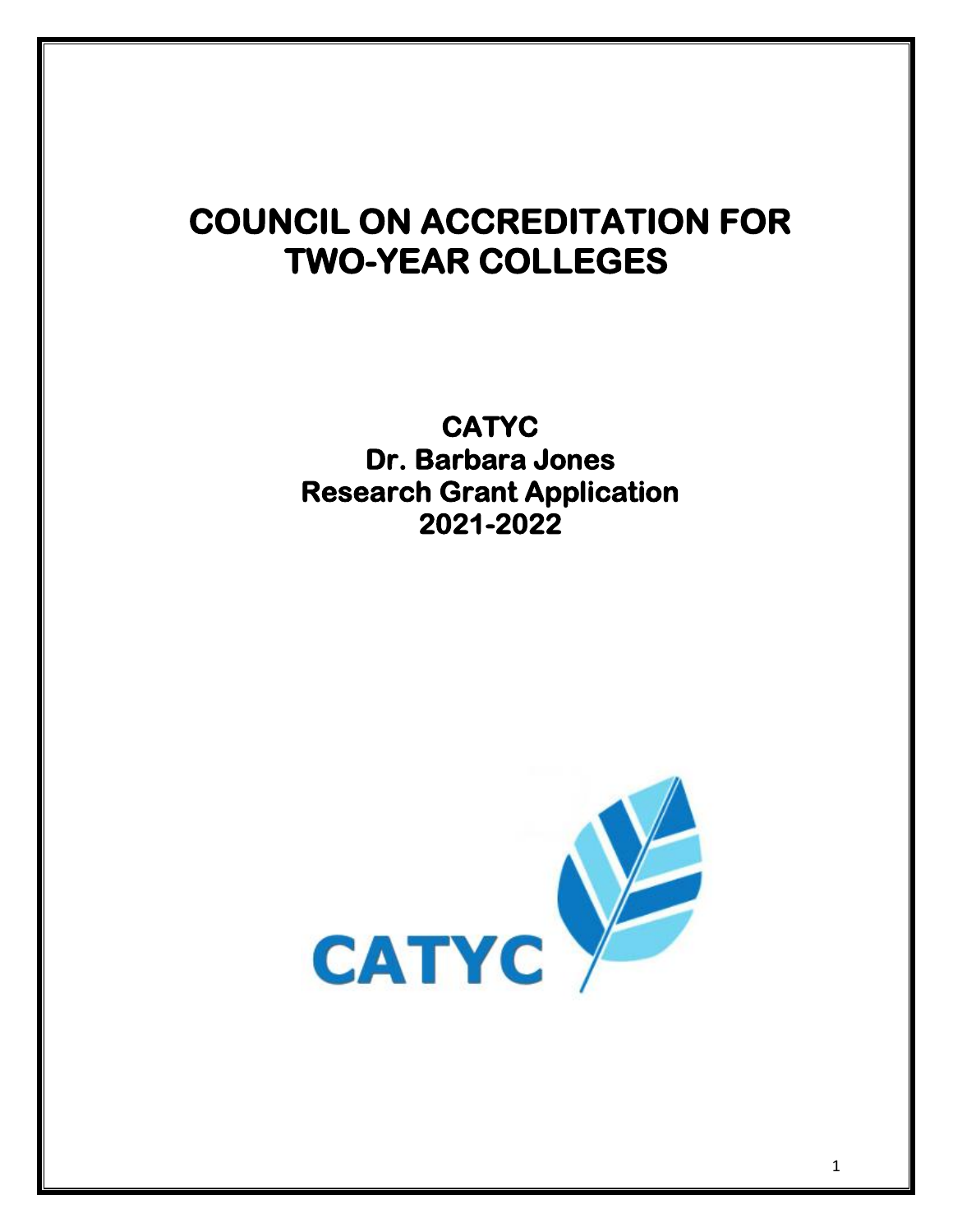# COUNCIL ON ACCREDITATION FOR TWO-YEAR COLLEGES

## CATYC
## Dr. Barbara Jones
## Research Grant Application
## 2021-2022

CATYC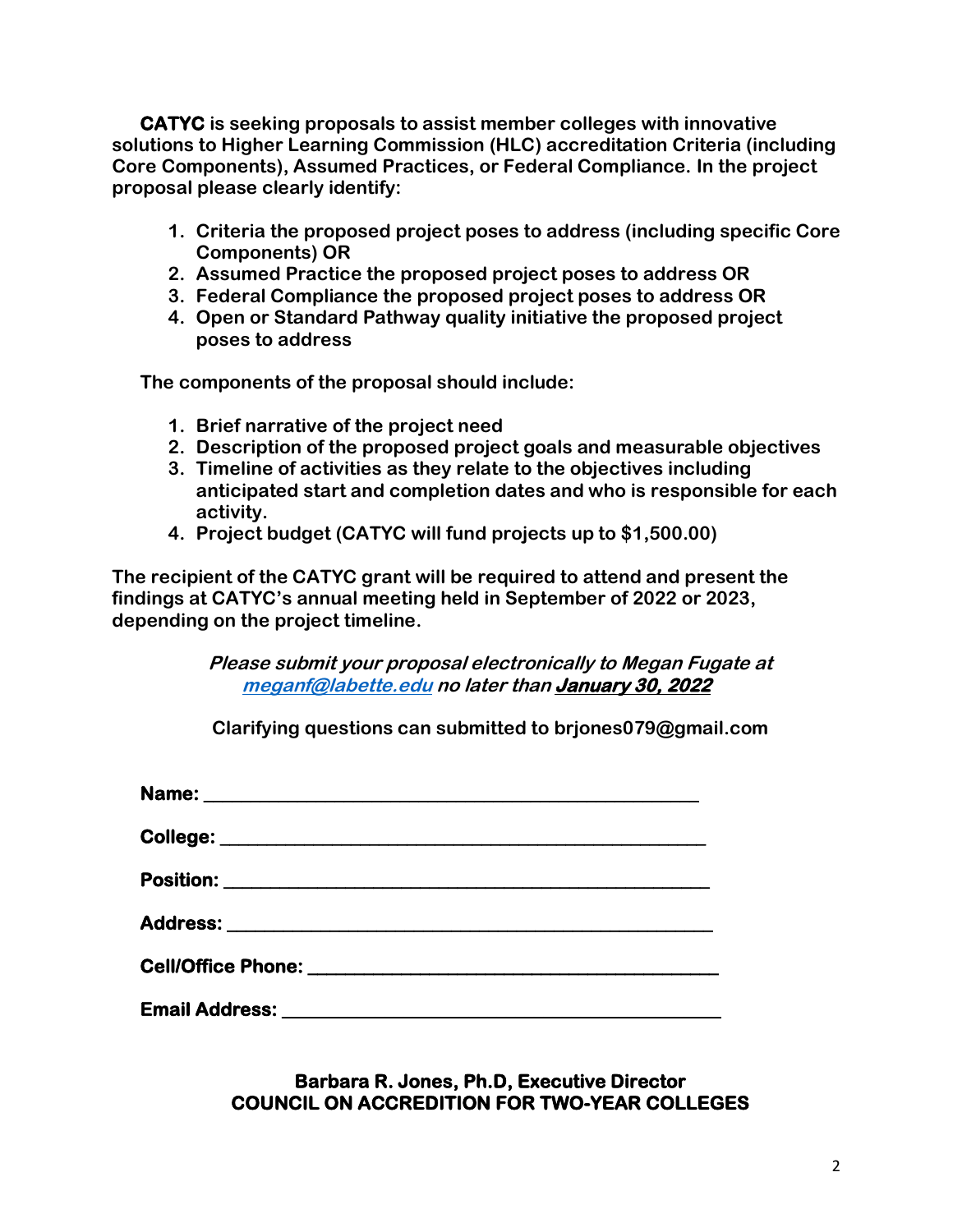**CATYC is seeking proposals to assist member colleges with innovative solutions to Higher Learning Commission (HLC) accreditation Criteria (including Core Components), Assumed Practices, or Federal Compliance. In the project proposal please clearly identify:**

1. **Criteria the proposed project poses to address (including specific Core Components) OR**
2. **Assumed Practice the proposed project poses to address OR**
3. **Federal Compliance the proposed project poses to address OR**
4. **Open or Standard Pathway quality initiative the proposed project poses to address**

**The components of the proposal should include:**

1. **Brief narrative of the project need**
2. **Description of the proposed project goals and measurable objectives**
3. **Timeline of activities as they relate to the objectives including anticipated start and completion dates and who is responsible for each activity.**
4. **Project budget (CATYC will fund projects up to $1,500.00)**

**The recipient of the CATYC grant will be required to attend and present the findings at CATYC's annual meeting held in September of 2022 or 2023, depending on the project timeline.**

***Please submit your proposal electronically to Megan Fugate at [meganf@labette.edu](mailto:meganf@labette.edu) no later than <u>January 30, 2022</u>***

**Clarifying questions can submitted to brjones079@gmail.com**

**Name:** ______________________________________________

**College:** ______________________________________________

**Position:** ______________________________________________

**Address:** ______________________________________________

**Cell/Office Phone:** ______________________________________

**Email Address:** _________________________________________

**Barbara R. Jones, Ph.D, Executive Director**
**COUNCIL ON ACCREDITION FOR TWO-YEAR COLLEGES**